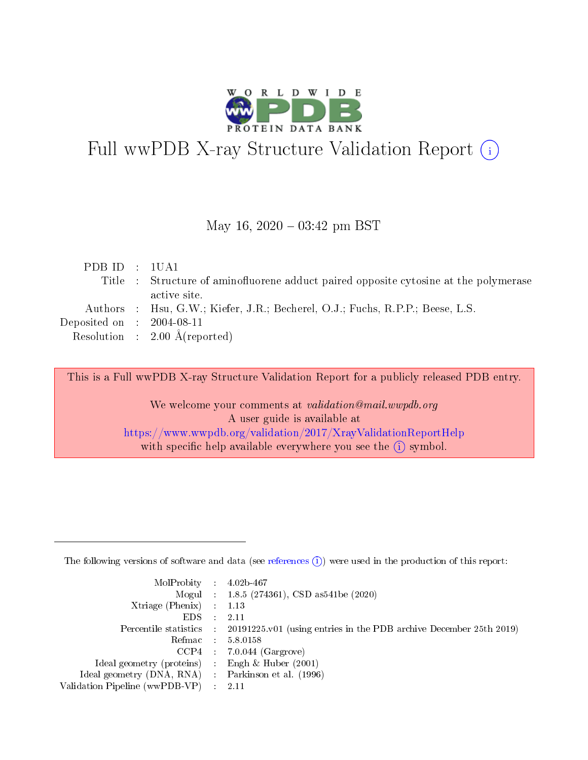# Full wwPDB X-ray Structure Validation Report

May 16, 2020 – 03:42 pm BST

| | | |
|---|---|---|
| PDB ID | : | 1UA1 |
| Title | : | Structure of aminofluorene adduct paired opposite cytosine at the polymerase active site. |
| Authors | : | Hsu, G.W.; Kiefer, J.R.; Becherel, O.J.; Fuchs, R.P.P.; Beese, L.S. |
| Deposited on | : | 2004-08-11 |
| Resolution | : | 2.00 Å(reported) |

This is a Full wwPDB X-ray Structure Validation Report for a publicly released PDB entry.

We welcome your comments at *validation@mail.wwpdb.org*
A user guide is available at
https://www.wwpdb.org/validation/2017/XrayValidationReportHelp
with specific help available everywhere you see the (i) symbol.

---

The following versions of software and data (see references (i)) were used in the production of this report:

| | | |
|---|---|---|
| MolProbity | : | 4.02b-467 |
| Mogul | : | 1.8.5 (274361), CSD as541be (2020) |
| Xtriage (Phenix) | : | 1.13 |
| EDS | : | 2.11 |
| Percentile statistics | : | 20191225.v01 (using entries in the PDB archive December 25th 2019) |
| Refmac | : | 5.8.0158 |
| CCP4 | : | 7.0.044 (Gargrove) |
| Ideal geometry (proteins) | : | Engh & Huber (2001) |
| Ideal geometry (DNA, RNA) | : | Parkinson et al. (1996) |
| Validation Pipeline (wwPDB-VP) | : | 2.11 |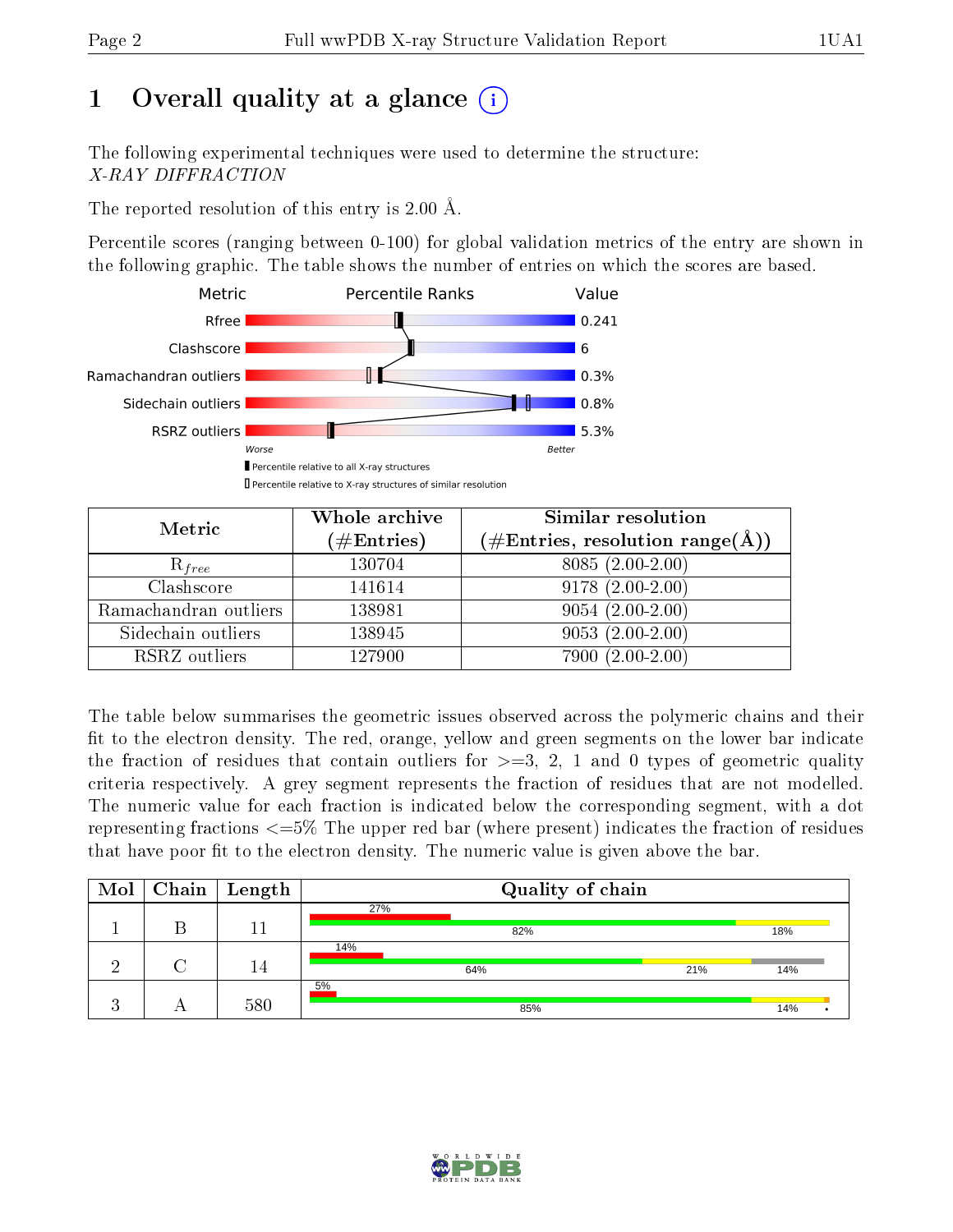# 1 Overall quality at a glance (i)

The following experimental techniques were used to determine the structure:
*X-RAY DIFFRACTION*

The reported resolution of this entry is 2.00 Å.

Percentile scores (ranging between 0-100) for global validation metrics of the entry are shown in the following graphic. The table shows the number of entries on which the scores are based.

| Metric | Value |
|---|---|
| Rfree | 0.241 |
| Clashscore | 6 |
| Ramachandran outliers | 0.3% |
| Sidechain outliers | 0.8% |
| RSRZ outliers | 5.3% |

Worse ← → Better

▮ Percentile relative to all X-ray structures
▯ Percentile relative to X-ray structures of similar resolution

| Metric | Whole archive (#Entries) | Similar resolution (#Entries, resolution range(Å)) |
|---|---|---|
| $R_{free}$ | 130704 | 8085 (2.00-2.00) |
| Clashscore | 141614 | 9178 (2.00-2.00) |
| Ramachandran outliers | 138981 | 9054 (2.00-2.00) |
| Sidechain outliers | 138945 | 9053 (2.00-2.00) |
| RSRZ outliers | 127900 | 7900 (2.00-2.00) |

The table below summarises the geometric issues observed across the polymeric chains and their fit to the electron density. The red, orange, yellow and green segments on the lower bar indicate the fraction of residues that contain outliers for >=3, 2, 1 and 0 types of geometric quality criteria respectively. A grey segment represents the fraction of residues that are not modelled. The numeric value for each fraction is indicated below the corresponding segment, with a dot representing fractions <=5% The upper red bar (where present) indicates the fraction of residues that have poor fit to the electron density. The numeric value is given above the bar.

| Mol | Chain | Length | Quality of chain |
|---|---|---|---|
| 1 | B | 11 | 27% (poor fit); 82%, 18% |
| 2 | C | 14 | 14% (poor fit); 64%, 21%, 14% |
| 3 | A | 580 | 5% (poor fit); 85%, 14%, • |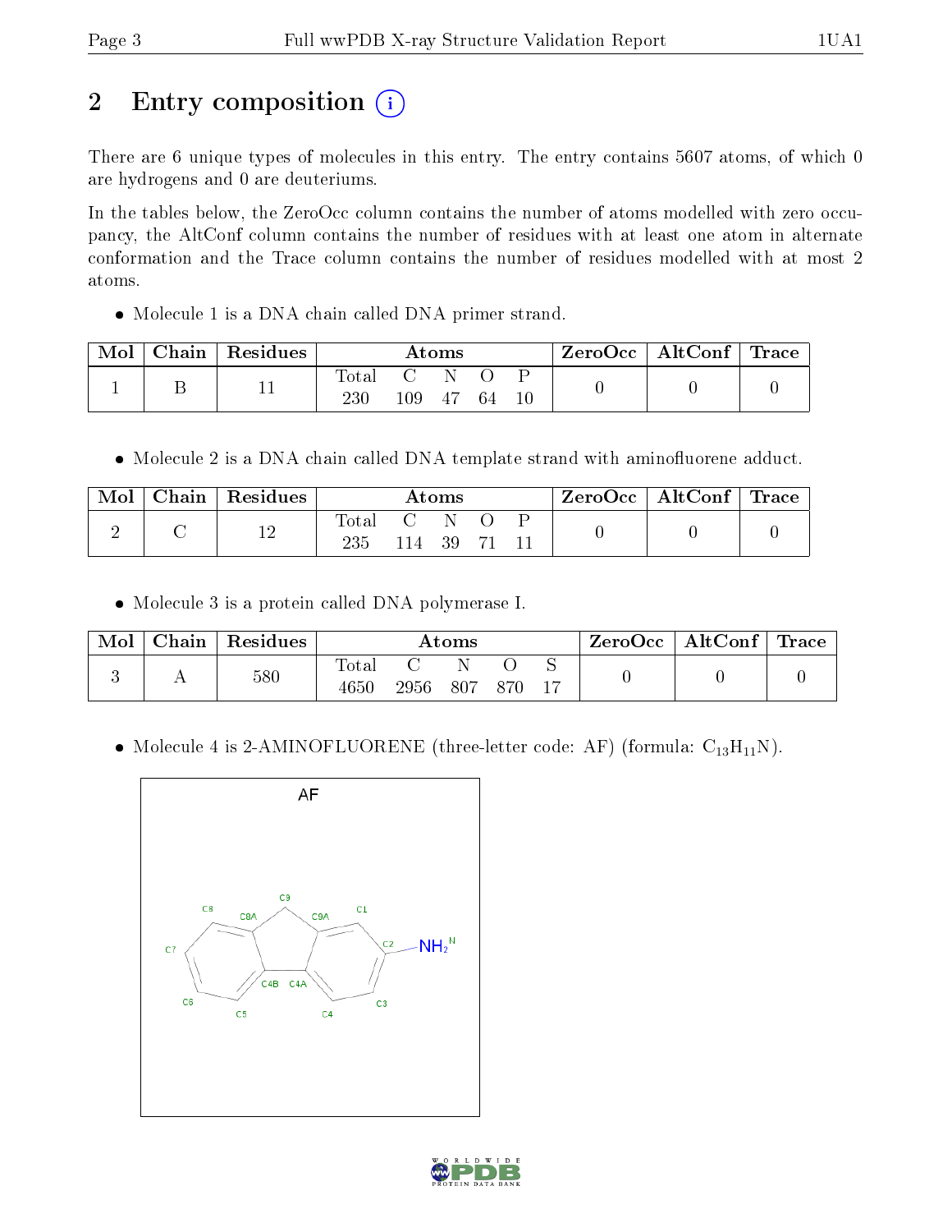# 2 Entry composition (i)

There are 6 unique types of molecules in this entry. The entry contains 5607 atoms, of which 0 are hydrogens and 0 are deuteriums.

In the tables below, the ZeroOcc column contains the number of atoms modelled with zero occupancy, the AltConf column contains the number of residues with at least one atom in alternate conformation and the Trace column contains the number of residues modelled with at most 2 atoms.

- Molecule 1 is a DNA chain called DNA primer strand.

| Mol | Chain | Residues | Atoms | | | | | ZeroOcc | AltConf | Trace |
|---|---|---|---|---|---|---|---|---|---|---|
| 1 | B | 11 | Total<br>230 | C<br>109 | N<br>47 | O<br>64 | P<br>10 | 0 | 0 | 0 |

- Molecule 2 is a DNA chain called DNA template strand with aminofluorene adduct.

| Mol | Chain | Residues | Atoms | | | | | ZeroOcc | AltConf | Trace |
|---|---|---|---|---|---|---|---|---|---|---|
| 2 | C | 12 | Total<br>235 | C<br>114 | N<br>39 | O<br>71 | P<br>11 | 0 | 0 | 0 |

- Molecule 3 is a protein called DNA polymerase I.

| Mol | Chain | Residues | Atoms | | | | | ZeroOcc | AltConf | Trace |
|---|---|---|---|---|---|---|---|---|---|---|
| 3 | A | 580 | Total<br>4650 | C<br>2956 | N<br>807 | O<br>870 | S<br>17 | 0 | 0 | 0 |

- Molecule 4 is 2-AMINOFLUORENE (three-letter code: AF) (formula: $C_{13}H_{11}N$).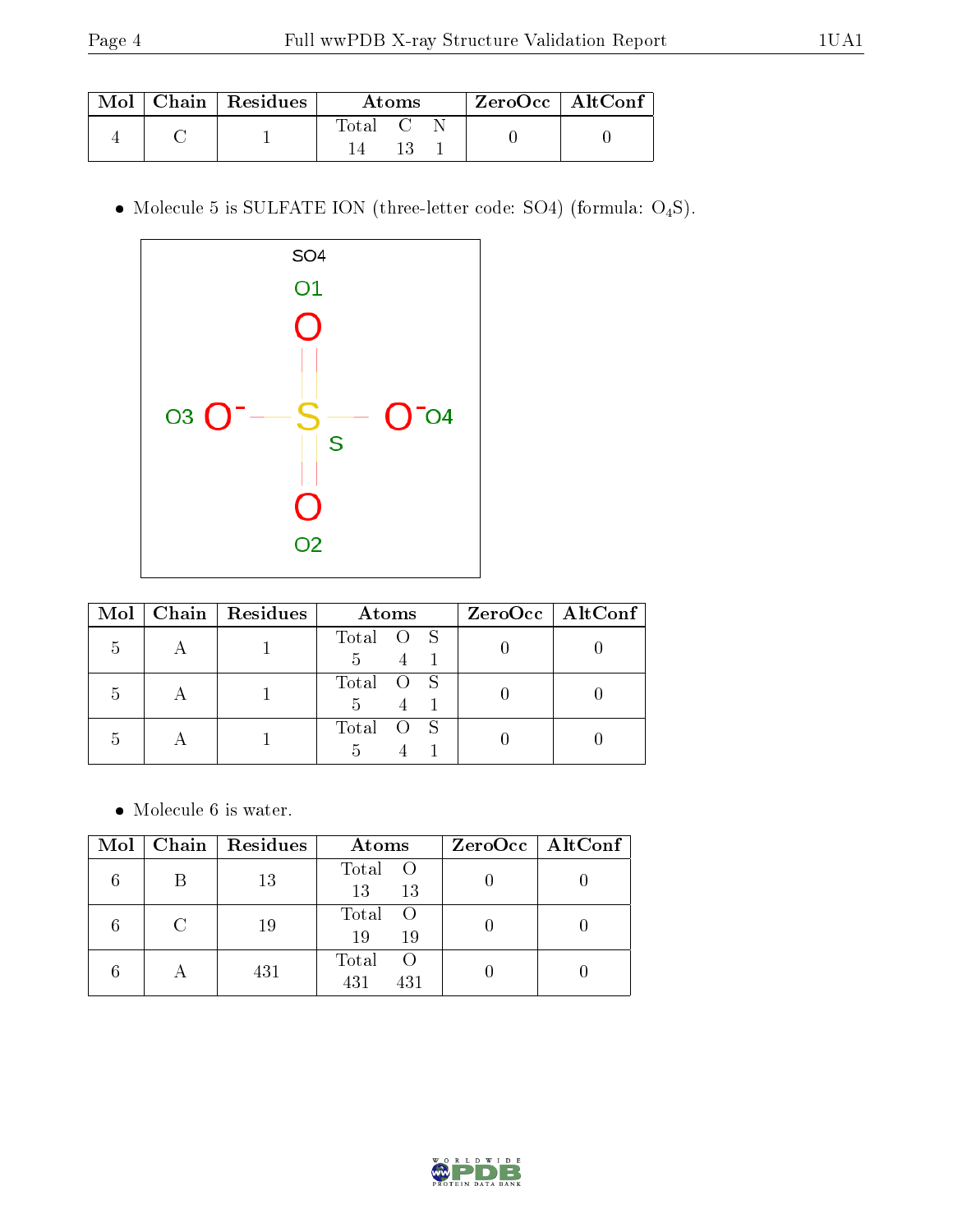| Mol | Chain | Residues | Atoms | | | ZeroOcc | AltConf |
|---|---|---|---|---|---|---|---|
| | | | Total | C | N | | |
| 4 | C | 1 | 14 | 13 | 1 | 0 | 0 |

- Molecule 5 is SULFATE ION (three-letter code: SO4) (formula: $O_4S$).

| Mol | Chain | Residues | Atoms | | | ZeroOcc | AltConf |
|---|---|---|---|---|---|---|---|
| | | | Total | O | S | | |
| 5 | A | 1 | 5 | 4 | 1 | 0 | 0 |
| 5 | A | 1 | 5 | 4 | 1 | 0 | 0 |
| 5 | A | 1 | 5 | 4 | 1 | 0 | 0 |

- Molecule 6 is water.

| Mol | Chain | Residues | Atoms | | ZeroOcc | AltConf |
|---|---|---|---|---|---|---|
| | | | Total | O | | |
| 6 | B | 13 | 13 | 13 | 0 | 0 |
| 6 | C | 19 | 19 | 19 | 0 | 0 |
| 6 | A | 431 | 431 | 431 | 0 | 0 |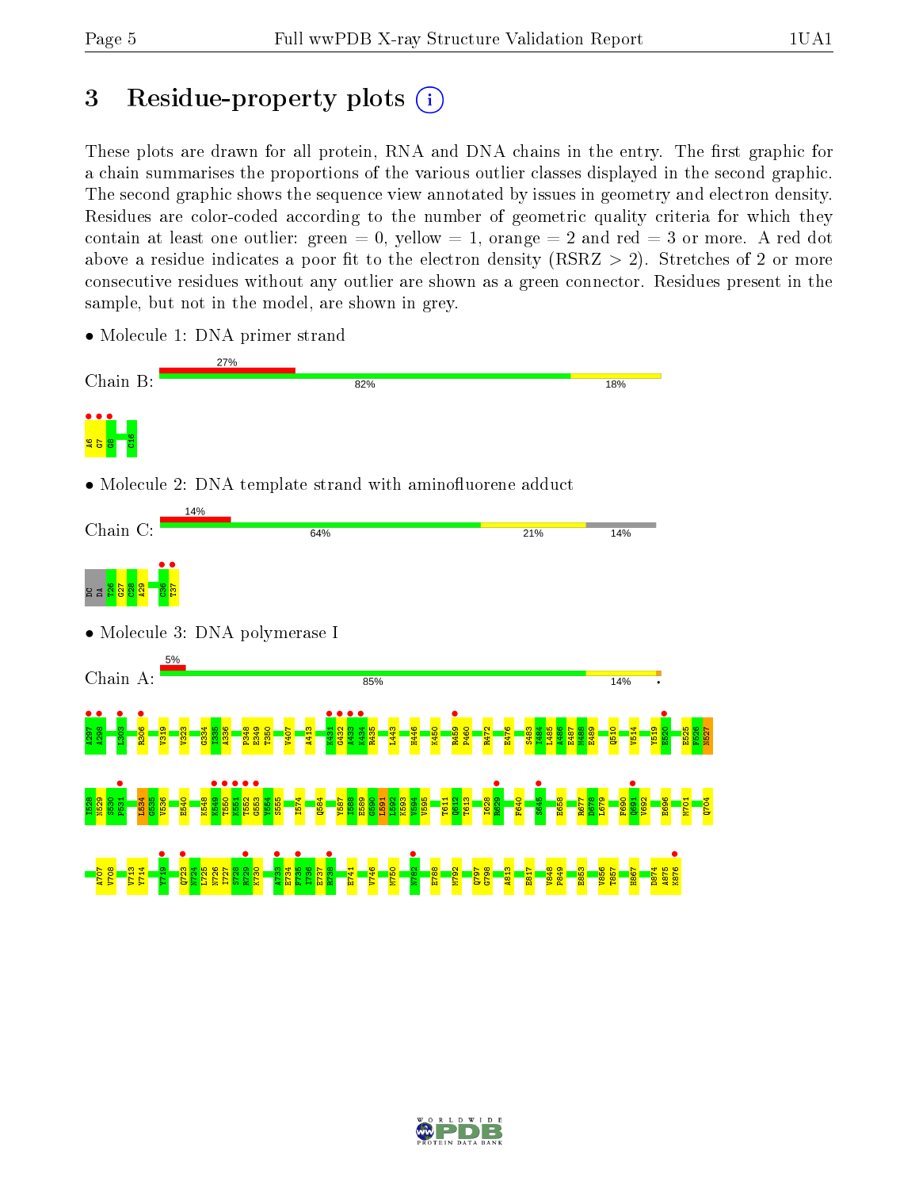# 3 Residue-property plots

These plots are drawn for all protein, RNA and DNA chains in the entry. The first graphic for a chain summarises the proportions of the various outlier classes displayed in the second graphic. The second graphic shows the sequence view annotated by issues in geometry and electron density. Residues are color-coded according to the number of geometric quality criteria for which they contain at least one outlier: green = 0, yellow = 1, orange = 2 and red = 3 or more. A red dot above a residue indicates a poor fit to the electron density (RSRZ > 2). Stretches of 2 or more consecutive residues without any outlier are shown as a green connector. Residues present in the sample, but not in the model, are shown in grey.

- Molecule 1: DNA primer strand

Chain B: 27% | 82% | 18%

A6 G7 G8 C16

- Molecule 2: DNA template strand with aminofluorene adduct

Chain C: 14% | 64% | 21% | 14%

DC DA T26 G27 C28 A29 C36 T37

- Molecule 3: DNA polymerase I

Chain A: 5% | 85% | 14% | •

A297 A298 L303 R306 V319 V323 G334 I335 A336 P348 E349 I350 V407 A413 K431 G432 A433 K434 R435 L443 H446 K450 R459 P460 R472 E476 S483 I484 L485 A486 E487 M488 E489 Q510 V514 V519 E520 E525 F526 N527 I528 N529 S530 P531 L534 G535 V536 E540 K548 K549 T550 K551 T552 G553 Y554 S555 I574 Q584 Y587 I588 E589 G590 L591 L592 K593 V594 V595 T611 Q612 T613 I628 R629 F640 S645 E658 R677 D678 L679 F690 Q691 V692 E696 M701 Q704 A707 V708 V713 Y714 Y719 Q723 N724 L725 N726 I727 S728 R729 K730 A733 E734 F735 I736 E737 R738 E741 V746 M750 N782 E788 M792 Q797 G798 A813 E817 V848 P849 E853 V856 T857 H867 D874 A875 K876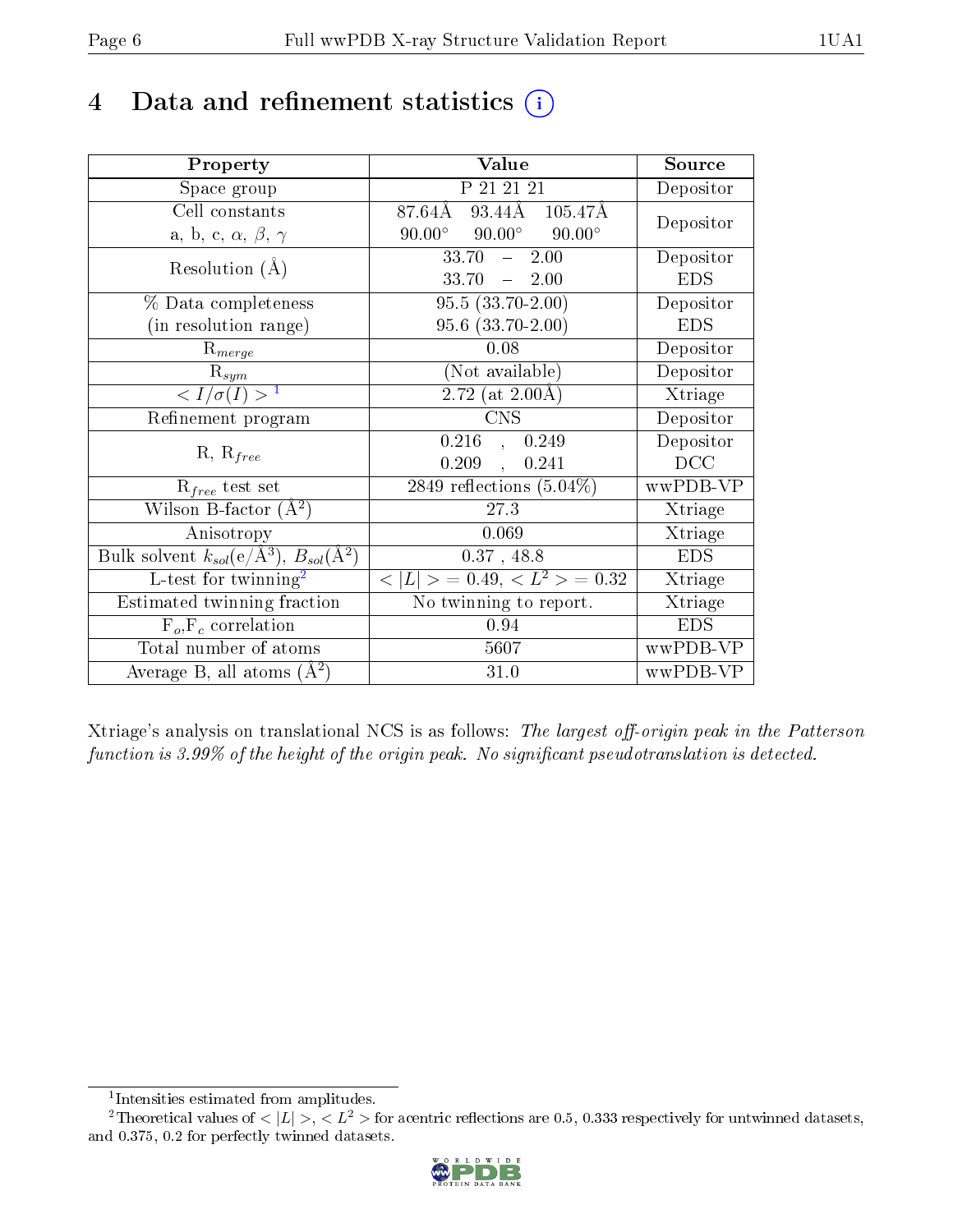# 4 Data and refinement statistics (i)

| Property | Value | Source |
|---|---|---|
| Space group | P 21 21 21 | Depositor |
| Cell constants<br>a, b, c, $\alpha$, $\beta$, $\gamma$ | 87.64Å 93.44Å 105.47Å<br>90.00° 90.00° 90.00° | Depositor |
| Resolution (Å) | 33.70 – 2.00<br>33.70 – 2.00 | Depositor<br>EDS |
| % Data completeness<br>(in resolution range) | 95.5 (33.70-2.00)<br>95.6 (33.70-2.00) | Depositor<br>EDS |
| $R_{merge}$ | 0.08 | Depositor |
| $R_{sym}$ | (Not available) | Depositor |
| $< I/\sigma(I) >$ [1] | 2.72 (at 2.00Å) | Xtriage |
| Refinement program | CNS | Depositor |
| R, $R_{free}$ | 0.216 , 0.249<br>0.209 , 0.241 | Depositor<br>DCC |
| $R_{free}$ test set | 2849 reflections (5.04%) | wwPDB-VP |
| Wilson B-factor (Å$^2$) | 27.3 | Xtriage |
| Anisotropy | 0.069 | Xtriage |
| Bulk solvent $k_{sol}$(e/Å$^3$), $B_{sol}$(Å$^2$) | 0.37 , 48.8 | EDS |
| L-test for twinning[2] | $< \|L\| >$ = 0.49, $< L^2 >$ = 0.32 | Xtriage |
| Estimated twinning fraction | No twinning to report. | Xtriage |
| $F_o$,$F_c$ correlation | 0.94 | EDS |
| Total number of atoms | 5607 | wwPDB-VP |
| Average B, all atoms (Å$^2$) | 31.0 | wwPDB-VP |

Xtriage's analysis on translational NCS is as follows: *The largest off-origin peak in the Patterson function is 3.99% of the height of the origin peak. No significant pseudotranslation is detected.*

[1] Intensities estimated from amplitudes.

[2] Theoretical values of $< |L| >$, $< L^2 >$ for acentric reflections are 0.5, 0.333 respectively for untwinned datasets, and 0.375, 0.2 for perfectly twinned datasets.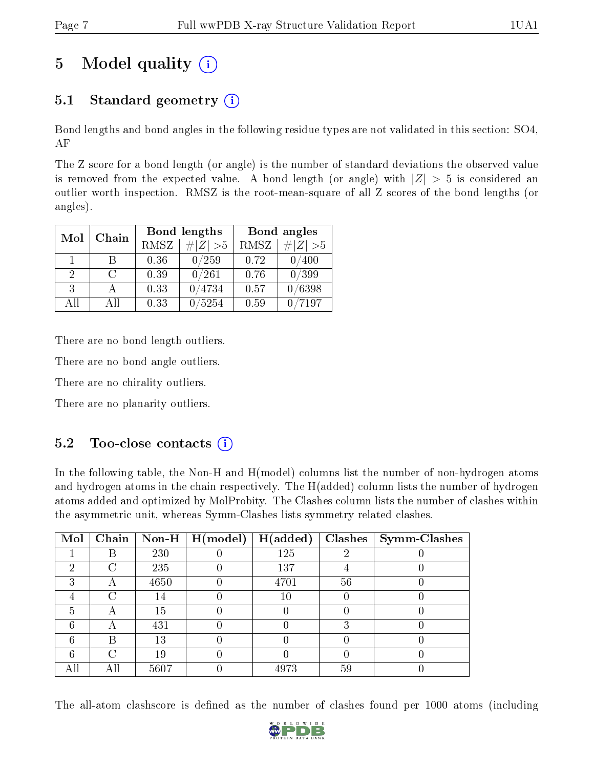# 5 Model quality

## 5.1 Standard geometry

Bond lengths and bond angles in the following residue types are not validated in this section: SO4, AF

The Z score for a bond length (or angle) is the number of standard deviations the observed value is removed from the expected value. A bond length (or angle) with $|Z| > 5$ is considered an outlier worth inspection. RMSZ is the root-mean-square of all Z scores of the bond lengths (or angles).

| Mol | Chain | Bond lengths | | Bond angles | |
|---|---|---|---|---|---|
| | | RMSZ | #\|Z\| >5 | RMSZ | #\|Z\| >5 |
| 1 | B | 0.36 | 0/259 | 0.72 | 0/400 |
| 2 | C | 0.39 | 0/261 | 0.76 | 0/399 |
| 3 | A | 0.33 | 0/4734 | 0.57 | 0/6398 |
| All | All | 0.33 | 0/5254 | 0.59 | 0/7197 |

There are no bond length outliers.

There are no bond angle outliers.

There are no chirality outliers.

There are no planarity outliers.

## 5.2 Too-close contacts

In the following table, the Non-H and H(model) columns list the number of non-hydrogen atoms and hydrogen atoms in the chain respectively. The H(added) column lists the number of hydrogen atoms added and optimized by MolProbity. The Clashes column lists the number of clashes within the asymmetric unit, whereas Symm-Clashes lists symmetry related clashes.

| Mol | Chain | Non-H | H(model) | H(added) | Clashes | Symm-Clashes |
|---|---|---|---|---|---|---|
| 1 | B | 230 | 0 | 125 | 2 | 0 |
| 2 | C | 235 | 0 | 137 | 4 | 0 |
| 3 | A | 4650 | 0 | 4701 | 56 | 0 |
| 4 | C | 14 | 0 | 10 | 0 | 0 |
| 5 | A | 15 | 0 | 0 | 0 | 0 |
| 6 | A | 431 | 0 | 0 | 3 | 0 |
| 6 | B | 13 | 0 | 0 | 0 | 0 |
| 6 | C | 19 | 0 | 0 | 0 | 0 |
| All | All | 5607 | 0 | 4973 | 59 | 0 |

The all-atom clashscore is defined as the number of clashes found per 1000 atoms (including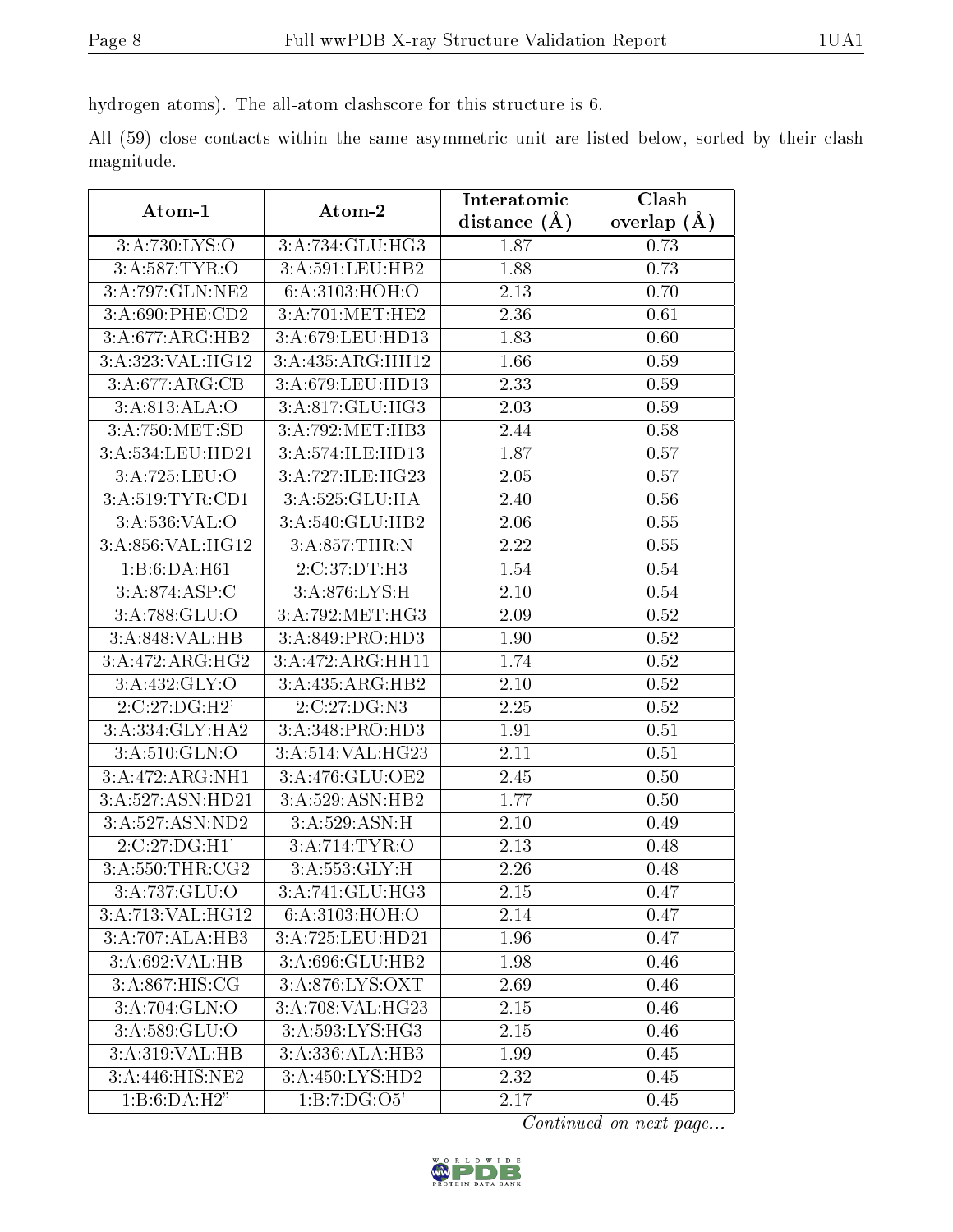hydrogen atoms). The all-atom clashscore for this structure is 6.

All (59) close contacts within the same asymmetric unit are listed below, sorted by their clash magnitude.

| Atom-1 | Atom-2 | Interatomic distance (Å) | Clash overlap (Å) |
|---|---|---|---|
| 3:A:730:LYS:O | 3:A:734:GLU:HG3 | 1.87 | 0.73 |
| 3:A:587:TYR:O | 3:A:591:LEU:HB2 | 1.88 | 0.73 |
| 3:A:797:GLN:NE2 | 6:A:3103:HOH:O | 2.13 | 0.70 |
| 3:A:690:PHE:CD2 | 3:A:701:MET:HE2 | 2.36 | 0.61 |
| 3:A:677:ARG:HB2 | 3:A:679:LEU:HD13 | 1.83 | 0.60 |
| 3:A:323:VAL:HG12 | 3:A:435:ARG:HH12 | 1.66 | 0.59 |
| 3:A:677:ARG:CB | 3:A:679:LEU:HD13 | 2.33 | 0.59 |
| 3:A:813:ALA:O | 3:A:817:GLU:HG3 | 2.03 | 0.59 |
| 3:A:750:MET:SD | 3:A:792:MET:HB3 | 2.44 | 0.58 |
| 3:A:534:LEU:HD21 | 3:A:574:ILE:HD13 | 1.87 | 0.57 |
| 3:A:725:LEU:O | 3:A:727:ILE:HG23 | 2.05 | 0.57 |
| 3:A:519:TYR:CD1 | 3:A:525:GLU:HA | 2.40 | 0.56 |
| 3:A:536:VAL:O | 3:A:540:GLU:HB2 | 2.06 | 0.55 |
| 3:A:856:VAL:HG12 | 3:A:857:THR:N | 2.22 | 0.55 |
| 1:B:6:DA:H61 | 2:C:37:DT:H3 | 1.54 | 0.54 |
| 3:A:874:ASP:C | 3:A:876:LYS:H | 2.10 | 0.54 |
| 3:A:788:GLU:O | 3:A:792:MET:HG3 | 2.09 | 0.52 |
| 3:A:848:VAL:HB | 3:A:849:PRO:HD3 | 1.90 | 0.52 |
| 3:A:472:ARG:HG2 | 3:A:472:ARG:HH11 | 1.74 | 0.52 |
| 3:A:432:GLY:O | 3:A:435:ARG:HB2 | 2.10 | 0.52 |
| 2:C:27:DG:H2' | 2:C:27:DG:N3 | 2.25 | 0.52 |
| 3:A:334:GLY:HA2 | 3:A:348:PRO:HD3 | 1.91 | 0.51 |
| 3:A:510:GLN:O | 3:A:514:VAL:HG23 | 2.11 | 0.51 |
| 3:A:472:ARG:NH1 | 3:A:476:GLU:OE2 | 2.45 | 0.50 |
| 3:A:527:ASN:HD21 | 3:A:529:ASN:HB2 | 1.77 | 0.50 |
| 3:A:527:ASN:ND2 | 3:A:529:ASN:H | 2.10 | 0.49 |
| 2:C:27:DG:H1' | 3:A:714:TYR:O | 2.13 | 0.48 |
| 3:A:550:THR:CG2 | 3:A:553:GLY:H | 2.26 | 0.48 |
| 3:A:737:GLU:O | 3:A:741:GLU:HG3 | 2.15 | 0.47 |
| 3:A:713:VAL:HG12 | 6:A:3103:HOH:O | 2.14 | 0.47 |
| 3:A:707:ALA:HB3 | 3:A:725:LEU:HD21 | 1.96 | 0.47 |
| 3:A:692:VAL:HB | 3:A:696:GLU:HB2 | 1.98 | 0.46 |
| 3:A:867:HIS:CG | 3:A:876:LYS:OXT | 2.69 | 0.46 |
| 3:A:704:GLN:O | 3:A:708:VAL:HG23 | 2.15 | 0.46 |
| 3:A:589:GLU:O | 3:A:593:LYS:HG3 | 2.15 | 0.46 |
| 3:A:319:VAL:HB | 3:A:336:ALA:HB3 | 1.99 | 0.45 |
| 3:A:446:HIS:NE2 | 3:A:450:LYS:HD2 | 2.32 | 0.45 |
| 1:B:6:DA:H2" | 1:B:7:DG:O5' | 2.17 | 0.45 |

*Continued on next page...*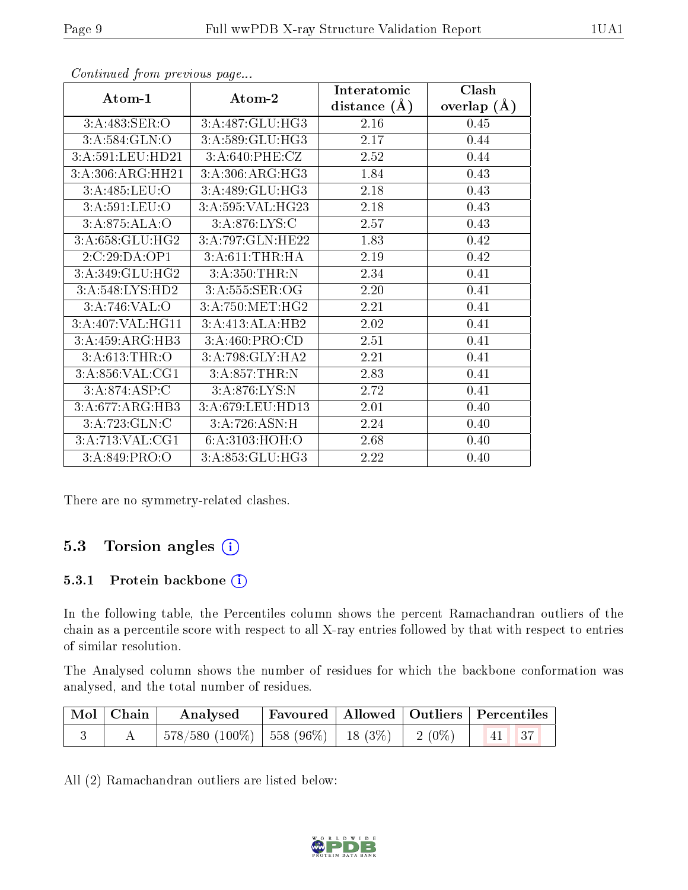*Continued from previous page...*

| Atom-1 | Atom-2 | Interatomic distance (Å) | Clash overlap (Å) |
|---|---|---|---|
| 3:A:483:SER:O | 3:A:487:GLU:HG3 | 2.16 | 0.45 |
| 3:A:584:GLN:O | 3:A:589:GLU:HG3 | 2.17 | 0.44 |
| 3:A:591:LEU:HD21 | 3:A:640:PHE:CZ | 2.52 | 0.44 |
| 3:A:306:ARG:HH21 | 3:A:306:ARG:HG3 | 1.84 | 0.43 |
| 3:A:485:LEU:O | 3:A:489:GLU:HG3 | 2.18 | 0.43 |
| 3:A:591:LEU:O | 3:A:595:VAL:HG23 | 2.18 | 0.43 |
| 3:A:875:ALA:O | 3:A:876:LYS:C | 2.57 | 0.43 |
| 3:A:658:GLU:HG2 | 3:A:797:GLN:HE22 | 1.83 | 0.42 |
| 2:C:29:DA:OP1 | 3:A:611:THR:HA | 2.19 | 0.42 |
| 3:A:349:GLU:HG2 | 3:A:350:THR:N | 2.34 | 0.41 |
| 3:A:548:LYS:HD2 | 3:A:555:SER:OG | 2.20 | 0.41 |
| 3:A:746:VAL:O | 3:A:750:MET:HG2 | 2.21 | 0.41 |
| 3:A:407:VAL:HG11 | 3:A:413:ALA:HB2 | 2.02 | 0.41 |
| 3:A:459:ARG:HB3 | 3:A:460:PRO:CD | 2.51 | 0.41 |
| 3:A:613:THR:O | 3:A:798:GLY:HA2 | 2.21 | 0.41 |
| 3:A:856:VAL:CG1 | 3:A:857:THR:N | 2.83 | 0.41 |
| 3:A:874:ASP:C | 3:A:876:LYS:N | 2.72 | 0.41 |
| 3:A:677:ARG:HB3 | 3:A:679:LEU:HD13 | 2.01 | 0.40 |
| 3:A:723:GLN:C | 3:A:726:ASN:H | 2.24 | 0.40 |
| 3:A:713:VAL:CG1 | 6:A:3103:HOH:O | 2.68 | 0.40 |
| 3:A:849:PRO:O | 3:A:853:GLU:HG3 | 2.22 | 0.40 |

There are no symmetry-related clashes.

## 5.3 Torsion angles

### 5.3.1 Protein backbone

In the following table, the Percentiles column shows the percent Ramachandran outliers of the chain as a percentile score with respect to all X-ray entries followed by that with respect to entries of similar resolution.

The Analysed column shows the number of residues for which the backbone conformation was analysed, and the total number of residues.

| Mol | Chain | Analysed | Favoured | Allowed | Outliers | Percentiles |
|---|---|---|---|---|---|---|
| 3 | A | 578/580 (100%) | 558 (96%) | 18 (3%) | 2 (0%) | 41 37 |

All (2) Ramachandran outliers are listed below: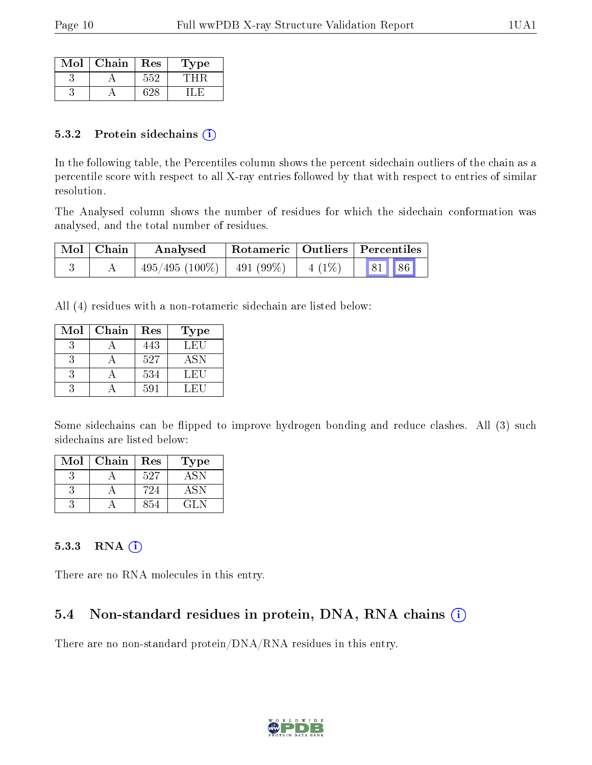| Mol | Chain | Res | Type |
|---|---|---|---|
| 3 | A | 552 | THR |
| 3 | A | 628 | ILE |

### 5.3.2 Protein sidechains

In the following table, the Percentiles column shows the percent sidechain outliers of the chain as a percentile score with respect to all X-ray entries followed by that with respect to entries of similar resolution.

The Analysed column shows the number of residues for which the sidechain conformation was analysed, and the total number of residues.

| Mol | Chain | Analysed | Rotameric | Outliers | Percentiles | |
|---|---|---|---|---|---|---|
| 3 | A | 495/495 (100%) | 491 (99%) | 4 (1%) | 81 | 86 |

All (4) residues with a non-rotameric sidechain are listed below:

| Mol | Chain | Res | Type |
|---|---|---|---|
| 3 | A | 443 | LEU |
| 3 | A | 527 | ASN |
| 3 | A | 534 | LEU |
| 3 | A | 591 | LEU |

Some sidechains can be flipped to improve hydrogen bonding and reduce clashes. All (3) such sidechains are listed below:

| Mol | Chain | Res | Type |
|---|---|---|---|
| 3 | A | 527 | ASN |
| 3 | A | 724 | ASN |
| 3 | A | 854 | GLN |

### 5.3.3 RNA

There are no RNA molecules in this entry.

## 5.4 Non-standard residues in protein, DNA, RNA chains

There are no non-standard protein/DNA/RNA residues in this entry.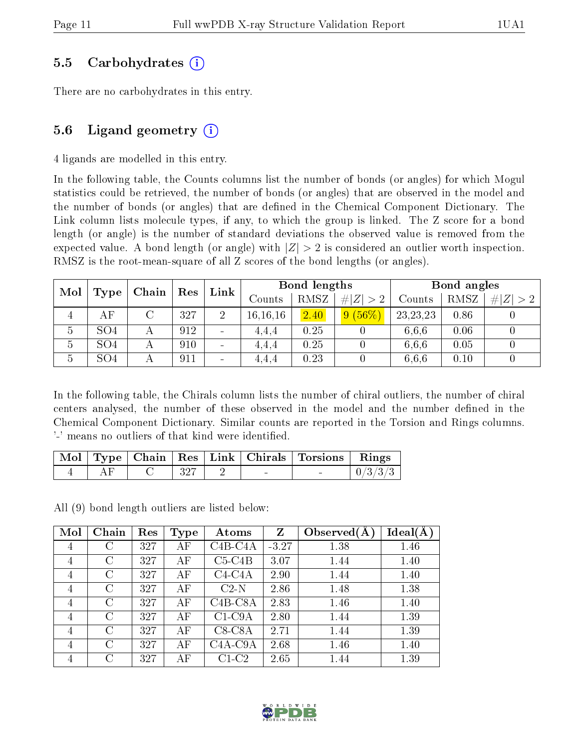### 5.5 Carbohydrates (i)

There are no carbohydrates in this entry.

### 5.6 Ligand geometry (i)

4 ligands are modelled in this entry.

In the following table, the Counts columns list the number of bonds (or angles) for which Mogul statistics could be retrieved, the number of bonds (or angles) that are observed in the model and the number of bonds (or angles) that are defined in the Chemical Component Dictionary. The Link column lists molecule types, if any, to which the group is linked. The Z score for a bond length (or angle) is the number of standard deviations the observed value is removed from the expected value. A bond length (or angle) with $|Z| > 2$ is considered an outlier worth inspection. RMSZ is the root-mean-square of all Z scores of the bond lengths (or angles).

| Mol | Type | Chain | Res | Link | Bond lengths | | | Bond angles | | |
|---|---|---|---|---|---|---|---|---|---|---|
| | | | | | Counts | RMSZ | $\#\|Z\| > 2$ | Counts | RMSZ | $\#\|Z\| > 2$ |
| 4 | AF | C | 327 | 2 | 16,16,16 | 2.40 | 9 (56%) | 23,23,23 | 0.86 | 0 |
| 5 | SO4 | A | 912 | - | 4,4,4 | 0.25 | 0 | 6,6,6 | 0.06 | 0 |
| 5 | SO4 | A | 910 | - | 4,4,4 | 0.25 | 0 | 6,6,6 | 0.05 | 0 |
| 5 | SO4 | A | 911 | - | 4,4,4 | 0.23 | 0 | 6,6,6 | 0.10 | 0 |

In the following table, the Chirals column lists the number of chiral outliers, the number of chiral centers analysed, the number of these observed in the model and the number defined in the Chemical Component Dictionary. Similar counts are reported in the Torsion and Rings columns. '-' means no outliers of that kind were identified.

| Mol | Type | Chain | Res | Link | Chirals | Torsions | Rings |
|---|---|---|---|---|---|---|---|
| 4 | AF | C | 327 | 2 | - | - | 0/3/3/3 |

All (9) bond length outliers are listed below:

| Mol | Chain | Res | Type | Atoms | Z | Observed(Å) | Ideal(Å) |
|---|---|---|---|---|---|---|---|
| 4 | C | 327 | AF | C4B-C4A | -3.27 | 1.38 | 1.46 |
| 4 | C | 327 | AF | C5-C4B | 3.07 | 1.44 | 1.40 |
| 4 | C | 327 | AF | C4-C4A | 2.90 | 1.44 | 1.40 |
| 4 | C | 327 | AF | C2-N | 2.86 | 1.48 | 1.38 |
| 4 | C | 327 | AF | C4B-C8A | 2.83 | 1.46 | 1.40 |
| 4 | C | 327 | AF | C1-C9A | 2.80 | 1.44 | 1.39 |
| 4 | C | 327 | AF | C8-C8A | 2.71 | 1.44 | 1.39 |
| 4 | C | 327 | AF | C4A-C9A | 2.68 | 1.46 | 1.40 |
| 4 | C | 327 | AF | C1-C2 | 2.65 | 1.44 | 1.39 |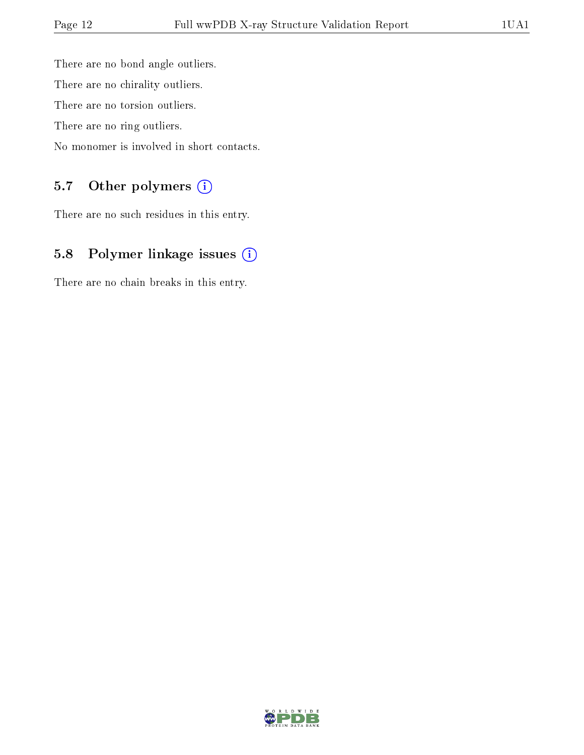There are no bond angle outliers.

There are no chirality outliers.

There are no torsion outliers.

There are no ring outliers.

No monomer is involved in short contacts.

### 5.7 Other polymers (i)

There are no such residues in this entry.

### 5.8 Polymer linkage issues (i)

There are no chain breaks in this entry.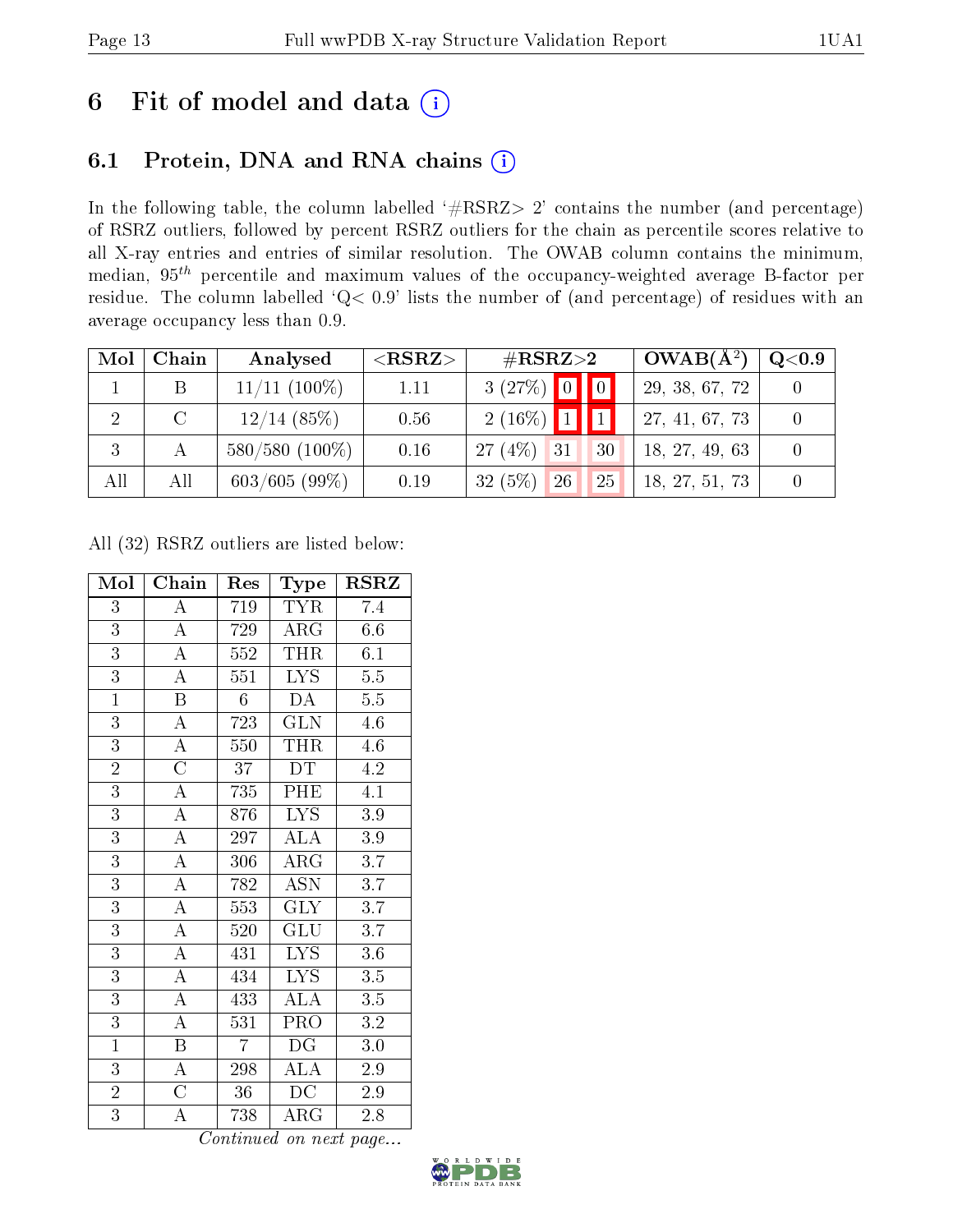# 6 Fit of model and data (i)

## 6.1 Protein, DNA and RNA chains (i)

In the following table, the column labelled '#RSRZ> 2' contains the number (and percentage) of RSRZ outliers, followed by percent RSRZ outliers for the chain as percentile scores relative to all X-ray entries and entries of similar resolution. The OWAB column contains the minimum, median, $95^{th}$ percentile and maximum values of the occupancy-weighted average B-factor per residue. The column labelled 'Q< 0.9' lists the number of (and percentage) of residues with an average occupancy less than 0.9.

| Mol | Chain | Analysed | <RSRZ> | #RSRZ>2 | | | OWAB(Å$^2$) | Q<0.9 |
|---|---|---|---|---|---|---|---|---|
| 1 | B | 11/11 (100%) | 1.11 | 3 (27%) | 0 | 0 | 29, 38, 67, 72 | 0 |
| 2 | C | 12/14 (85%) | 0.56 | 2 (16%) | 1 | 1 | 27, 41, 67, 73 | 0 |
| 3 | A | 580/580 (100%) | 0.16 | 27 (4%) | 31 | 30 | 18, 27, 49, 63 | 0 |
| All | All | 603/605 (99%) | 0.19 | 32 (5%) | 26 | 25 | 18, 27, 51, 73 | 0 |

All (32) RSRZ outliers are listed below:

| Mol | Chain | Res | Type | RSRZ |
|---|---|---|---|---|
| 3 | A | 719 | TYR | 7.4 |
| 3 | A | 729 | ARG | 6.6 |
| 3 | A | 552 | THR | 6.1 |
| 3 | A | 551 | LYS | 5.5 |
| 1 | B | 6 | DA | 5.5 |
| 3 | A | 723 | GLN | 4.6 |
| 3 | A | 550 | THR | 4.6 |
| 2 | C | 37 | DT | 4.2 |
| 3 | A | 735 | PHE | 4.1 |
| 3 | A | 876 | LYS | 3.9 |
| 3 | A | 297 | ALA | 3.9 |
| 3 | A | 306 | ARG | 3.7 |
| 3 | A | 782 | ASN | 3.7 |
| 3 | A | 553 | GLY | 3.7 |
| 3 | A | 520 | GLU | 3.7 |
| 3 | A | 431 | LYS | 3.6 |
| 3 | A | 434 | LYS | 3.5 |
| 3 | A | 433 | ALA | 3.5 |
| 3 | A | 531 | PRO | 3.2 |
| 1 | B | 7 | DG | 3.0 |
| 3 | A | 298 | ALA | 2.9 |
| 2 | C | 36 | DC | 2.9 |
| 3 | A | 738 | ARG | 2.8 |

*Continued on next page...*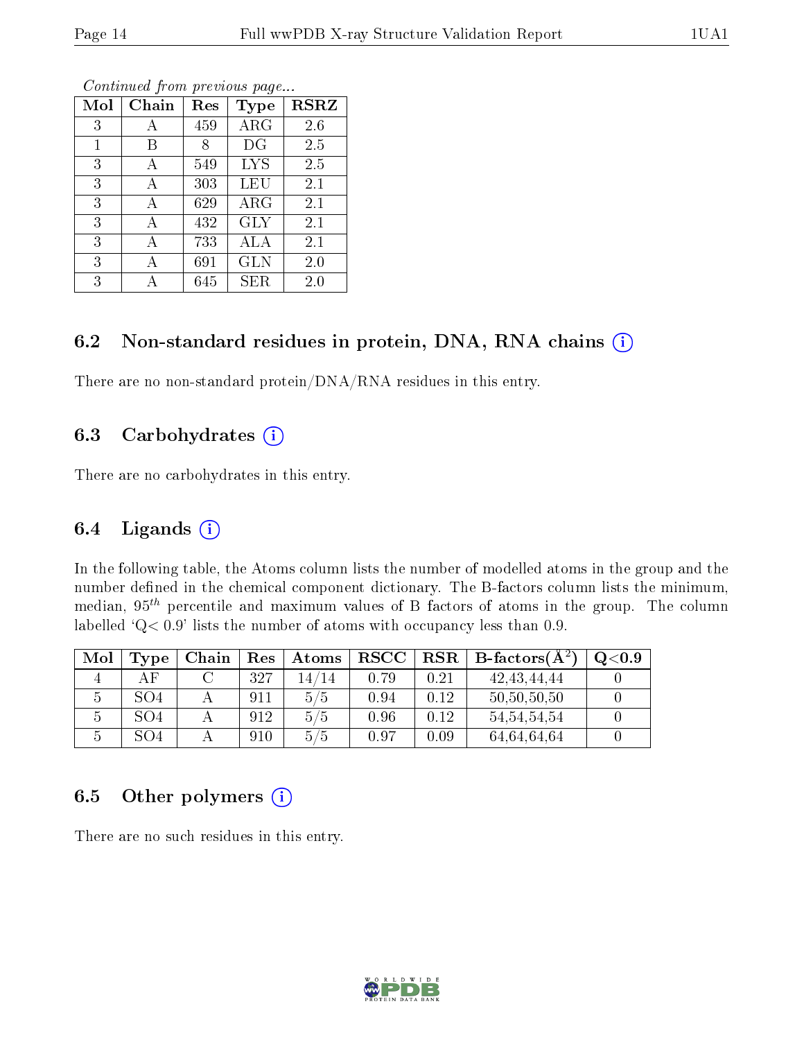*Continued from previous page...*

| Mol | Chain | Res | Type | RSRZ |
|---|---|---|---|---|
| 3 | A | 459 | ARG | 2.6 |
| 1 | B | 8 | DG | 2.5 |
| 3 | A | 549 | LYS | 2.5 |
| 3 | A | 303 | LEU | 2.1 |
| 3 | A | 629 | ARG | 2.1 |
| 3 | A | 432 | GLY | 2.1 |
| 3 | A | 733 | ALA | 2.1 |
| 3 | A | 691 | GLN | 2.0 |
| 3 | A | 645 | SER | 2.0 |

## 6.2 Non-standard residues in protein, DNA, RNA chains (i)

There are no non-standard protein/DNA/RNA residues in this entry.

## 6.3 Carbohydrates (i)

There are no carbohydrates in this entry.

## 6.4 Ligands (i)

In the following table, the Atoms column lists the number of modelled atoms in the group and the number defined in the chemical component dictionary. The B-factors column lists the minimum, median, $95^{th}$ percentile and maximum values of B factors of atoms in the group. The column labelled 'Q< 0.9' lists the number of atoms with occupancy less than 0.9.

| Mol | Type | Chain | Res | Atoms | RSCC | RSR | B-factors($Å^2$) | Q<0.9 |
|---|---|---|---|---|---|---|---|---|
| 4 | AF | C | 327 | 14/14 | 0.79 | 0.21 | 42,43,44,44 | 0 |
| 5 | SO4 | A | 911 | 5/5 | 0.94 | 0.12 | 50,50,50,50 | 0 |
| 5 | SO4 | A | 912 | 5/5 | 0.96 | 0.12 | 54,54,54,54 | 0 |
| 5 | SO4 | A | 910 | 5/5 | 0.97 | 0.09 | 64,64,64,64 | 0 |

## 6.5 Other polymers (i)

There are no such residues in this entry.